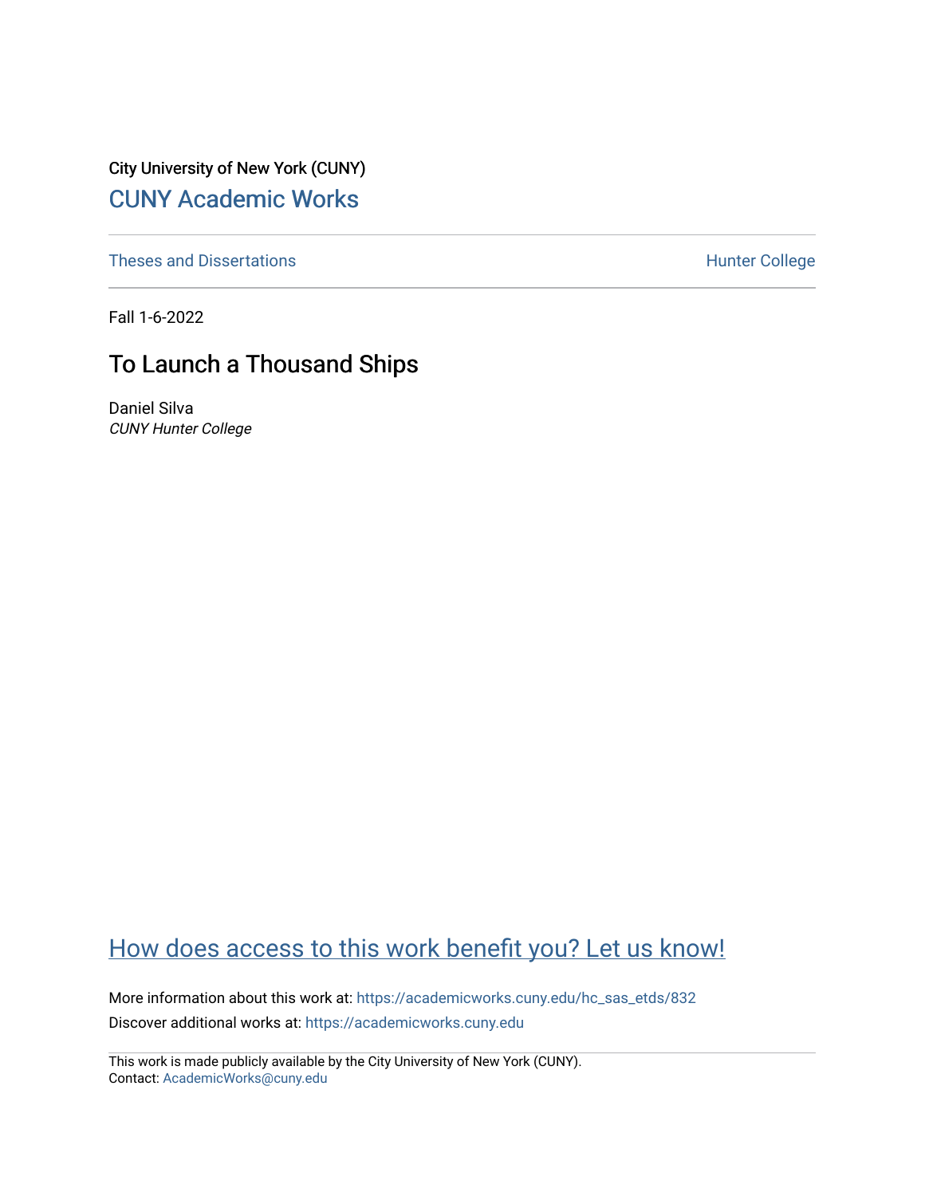City University of New York (CUNY)

## CUNY Academic Works

Theses and Dissertations | Hunter College

Fall 1-6-2022

# To Launch a Thousand Ships

Daniel Silva
*CUNY Hunter College*

How does access to this work benefit you? Let us know!

More information about this work at: https://academicworks.cuny.edu/hc_sas_etds/832
Discover additional works at: https://academicworks.cuny.edu

This work is made publicly available by the City University of New York (CUNY).
Contact: AcademicWorks@cuny.edu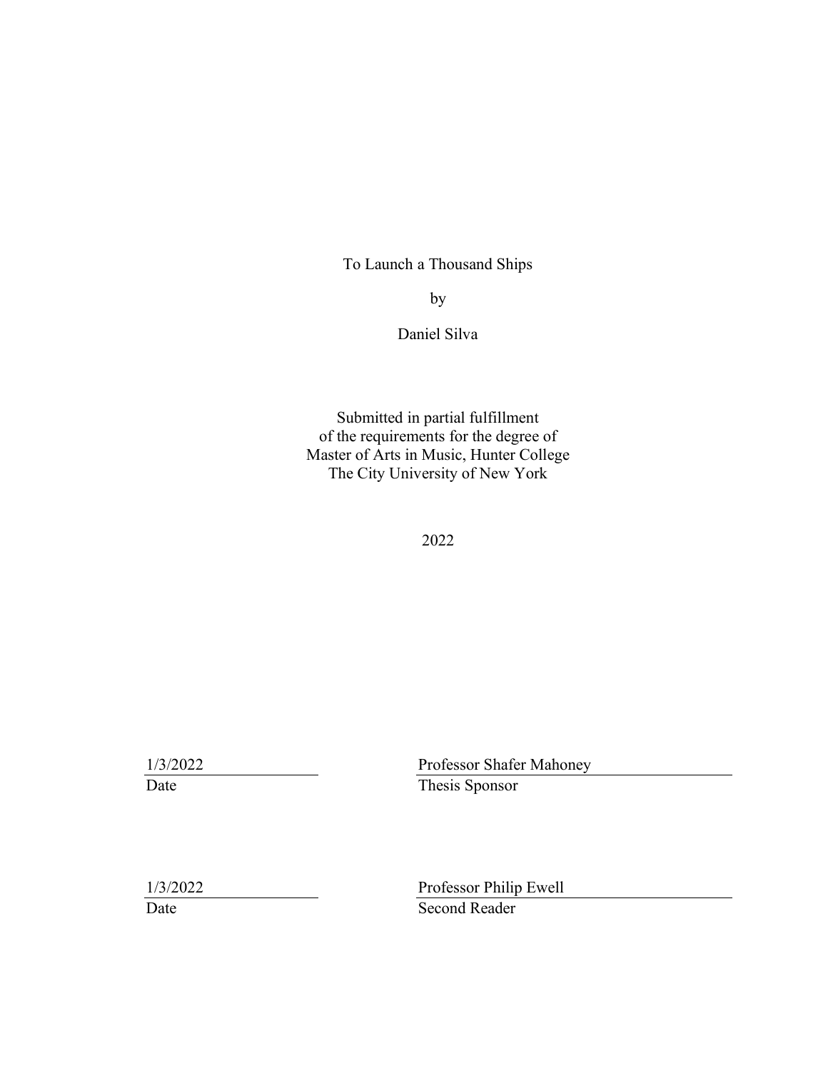To Launch a Thousand Ships

by

Daniel Silva

Submitted in partial fulfillment
of the requirements for the degree of
Master of Arts in Music, Hunter College
The City University of New York

2022

| | |
|---|---|
| 1/3/2022 | Professor Shafer Mahoney |
| Date | Thesis Sponsor |

| | |
|---|---|
| 1/3/2022 | Professor Philip Ewell |
| Date | Second Reader |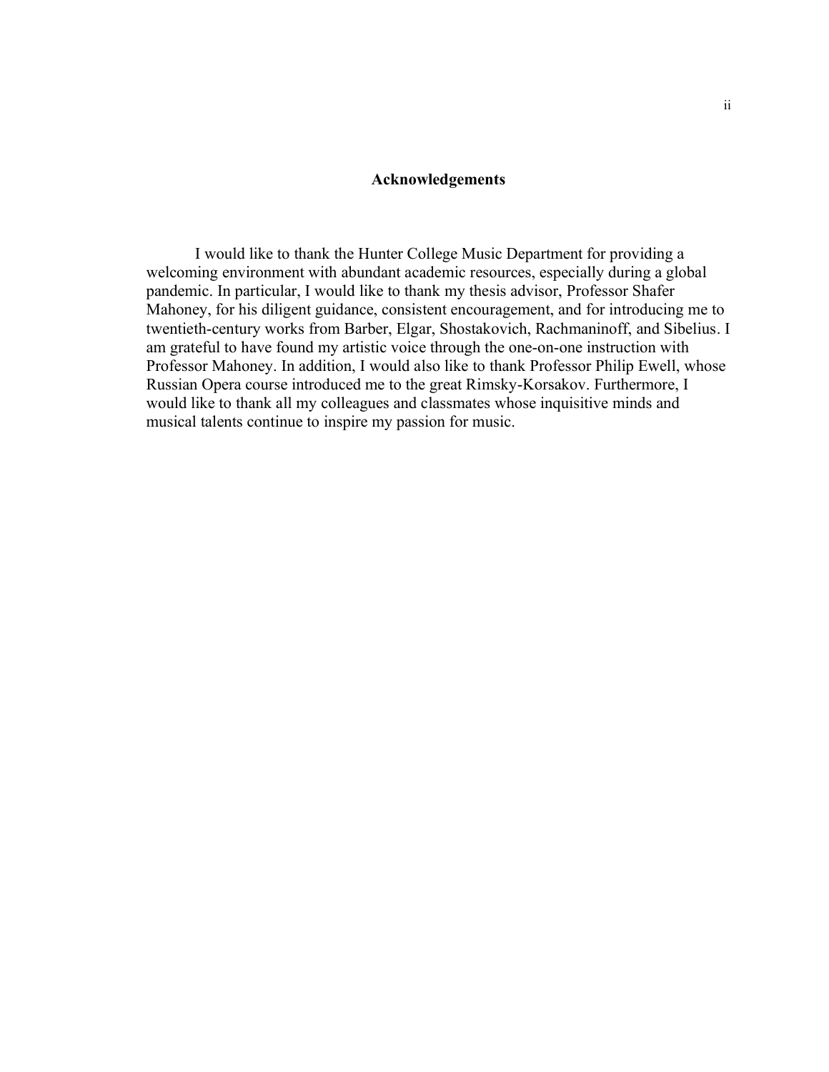## Acknowledgements

I would like to thank the Hunter College Music Department for providing a welcoming environment with abundant academic resources, especially during a global pandemic. In particular, I would like to thank my thesis advisor, Professor Shafer Mahoney, for his diligent guidance, consistent encouragement, and for introducing me to twentieth-century works from Barber, Elgar, Shostakovich, Rachmaninoff, and Sibelius. I am grateful to have found my artistic voice through the one-on-one instruction with Professor Mahoney. In addition, I would also like to thank Professor Philip Ewell, whose Russian Opera course introduced me to the great Rimsky-Korsakov. Furthermore, I would like to thank all my colleagues and classmates whose inquisitive minds and musical talents continue to inspire my passion for music.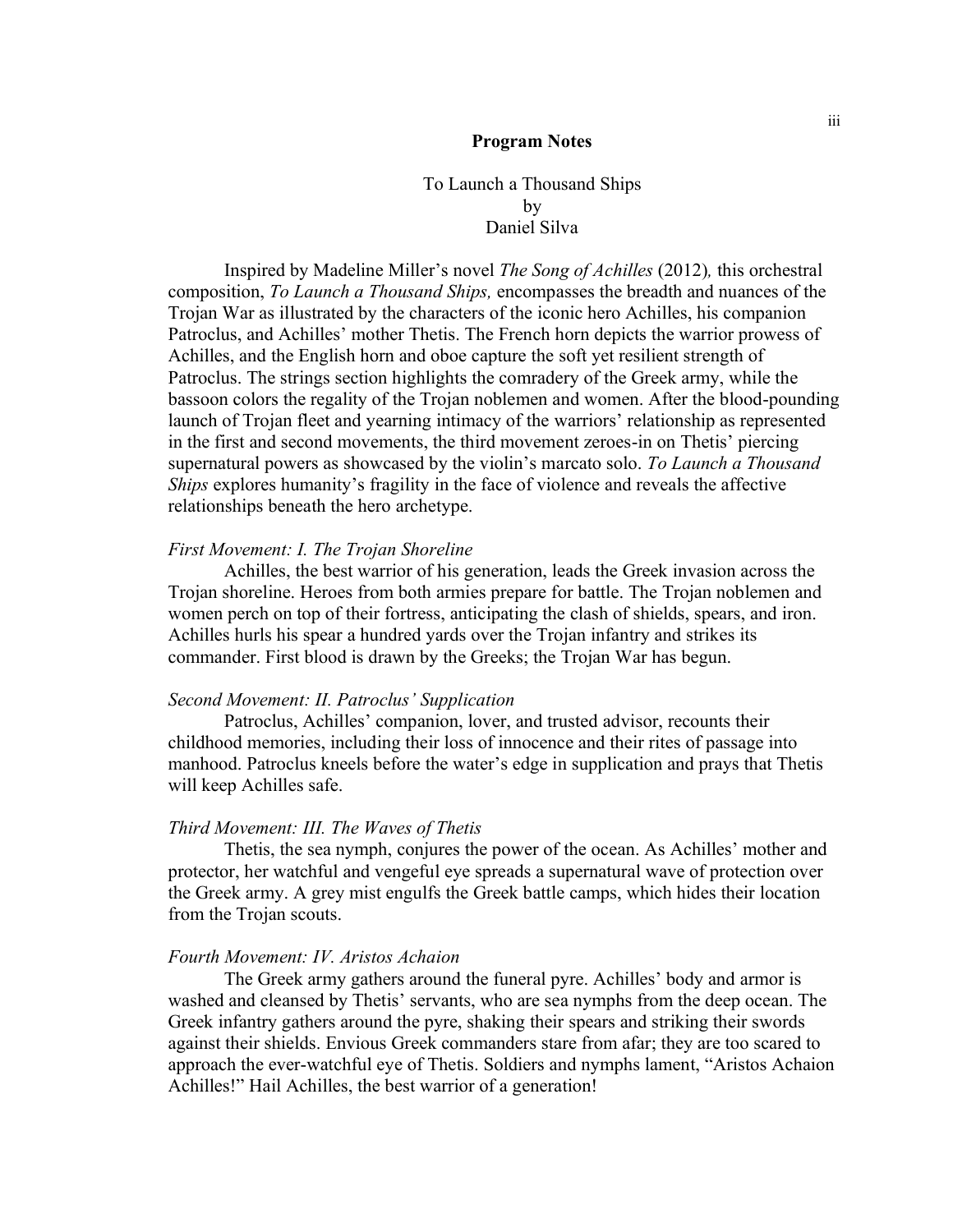## Program Notes

To Launch a Thousand Ships
by
Daniel Silva

Inspired by Madeline Miller's novel *The Song of Achilles* (2012), this orchestral composition, *To Launch a Thousand Ships,* encompasses the breadth and nuances of the Trojan War as illustrated by the characters of the iconic hero Achilles, his companion Patroclus, and Achilles' mother Thetis. The French horn depicts the warrior prowess of Achilles, and the English horn and oboe capture the soft yet resilient strength of Patroclus. The strings section highlights the comradery of the Greek army, while the bassoon colors the regality of the Trojan noblemen and women. After the blood-pounding launch of Trojan fleet and yearning intimacy of the warriors' relationship as represented in the first and second movements, the third movement zeroes-in on Thetis' piercing supernatural powers as showcased by the violin's marcato solo. *To Launch a Thousand Ships* explores humanity's fragility in the face of violence and reveals the affective relationships beneath the hero archetype.

### *First Movement: I. The Trojan Shoreline*

Achilles, the best warrior of his generation, leads the Greek invasion across the Trojan shoreline. Heroes from both armies prepare for battle. The Trojan noblemen and women perch on top of their fortress, anticipating the clash of shields, spears, and iron. Achilles hurls his spear a hundred yards over the Trojan infantry and strikes its commander. First blood is drawn by the Greeks; the Trojan War has begun.

### *Second Movement: II. Patroclus' Supplication*

Patroclus, Achilles' companion, lover, and trusted advisor, recounts their childhood memories, including their loss of innocence and their rites of passage into manhood. Patroclus kneels before the water's edge in supplication and prays that Thetis will keep Achilles safe.

### *Third Movement: III. The Waves of Thetis*

Thetis, the sea nymph, conjures the power of the ocean. As Achilles' mother and protector, her watchful and vengeful eye spreads a supernatural wave of protection over the Greek army. A grey mist engulfs the Greek battle camps, which hides their location from the Trojan scouts.

### *Fourth Movement: IV. Aristos Achaion*

The Greek army gathers around the funeral pyre. Achilles' body and armor is washed and cleansed by Thetis' servants, who are sea nymphs from the deep ocean. The Greek infantry gathers around the pyre, shaking their spears and striking their swords against their shields. Envious Greek commanders stare from afar; they are too scared to approach the ever-watchful eye of Thetis. Soldiers and nymphs lament, "Aristos Achaion Achilles!" Hail Achilles, the best warrior of a generation!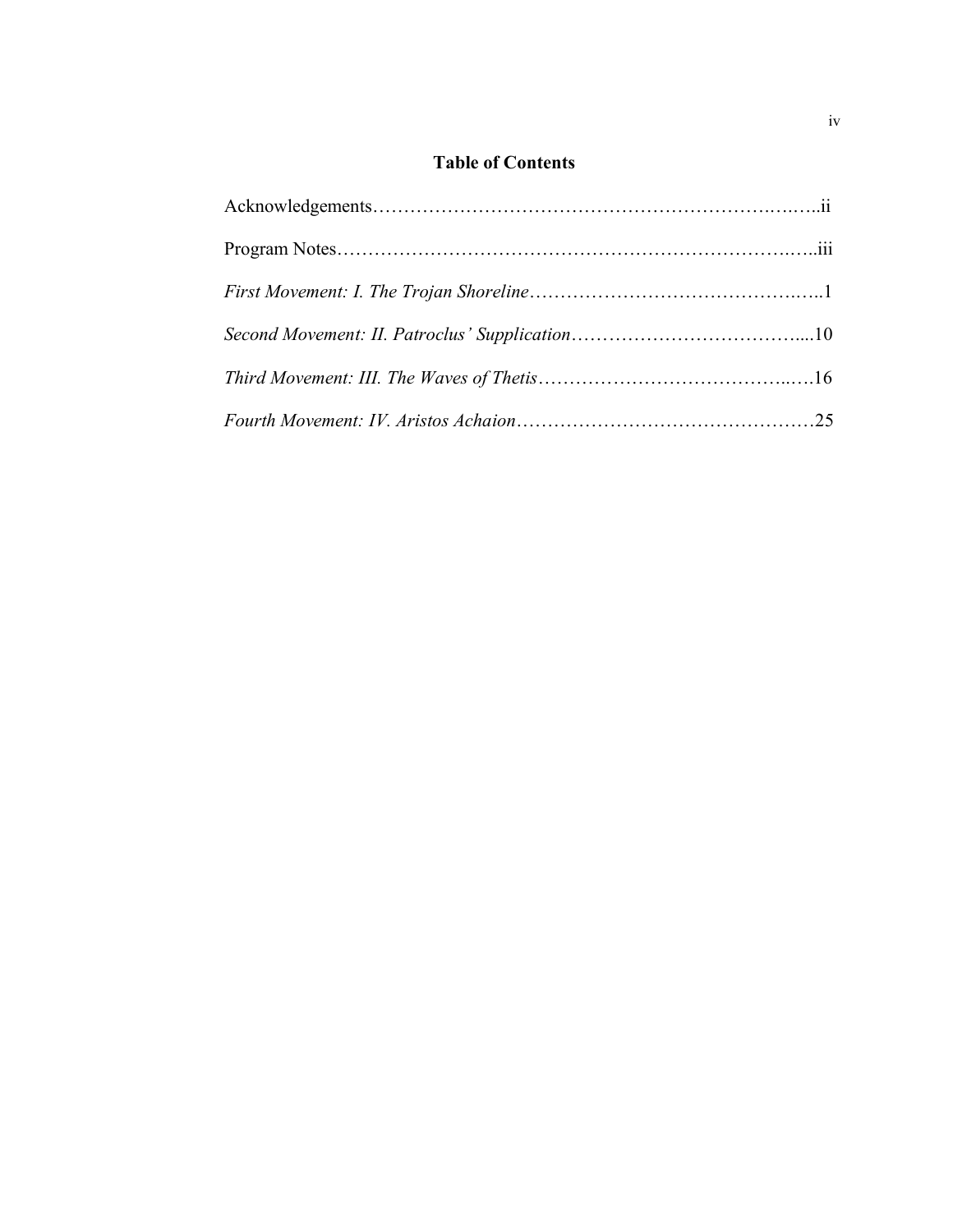# Table of Contents

Acknowledgements……………………………………………………………….….…..ii

Program Notes……………………………………….……………………….…..iii

*First Movement: I. The Trojan Shoreline*……………………………………….…..1

*Second Movement: II. Patroclus' Supplication*………………………………....10

*Third Movement: III. The Waves of Thetis*…………………………………...….16

*Fourth Movement: IV. Aristos Achaion*…………………………………………25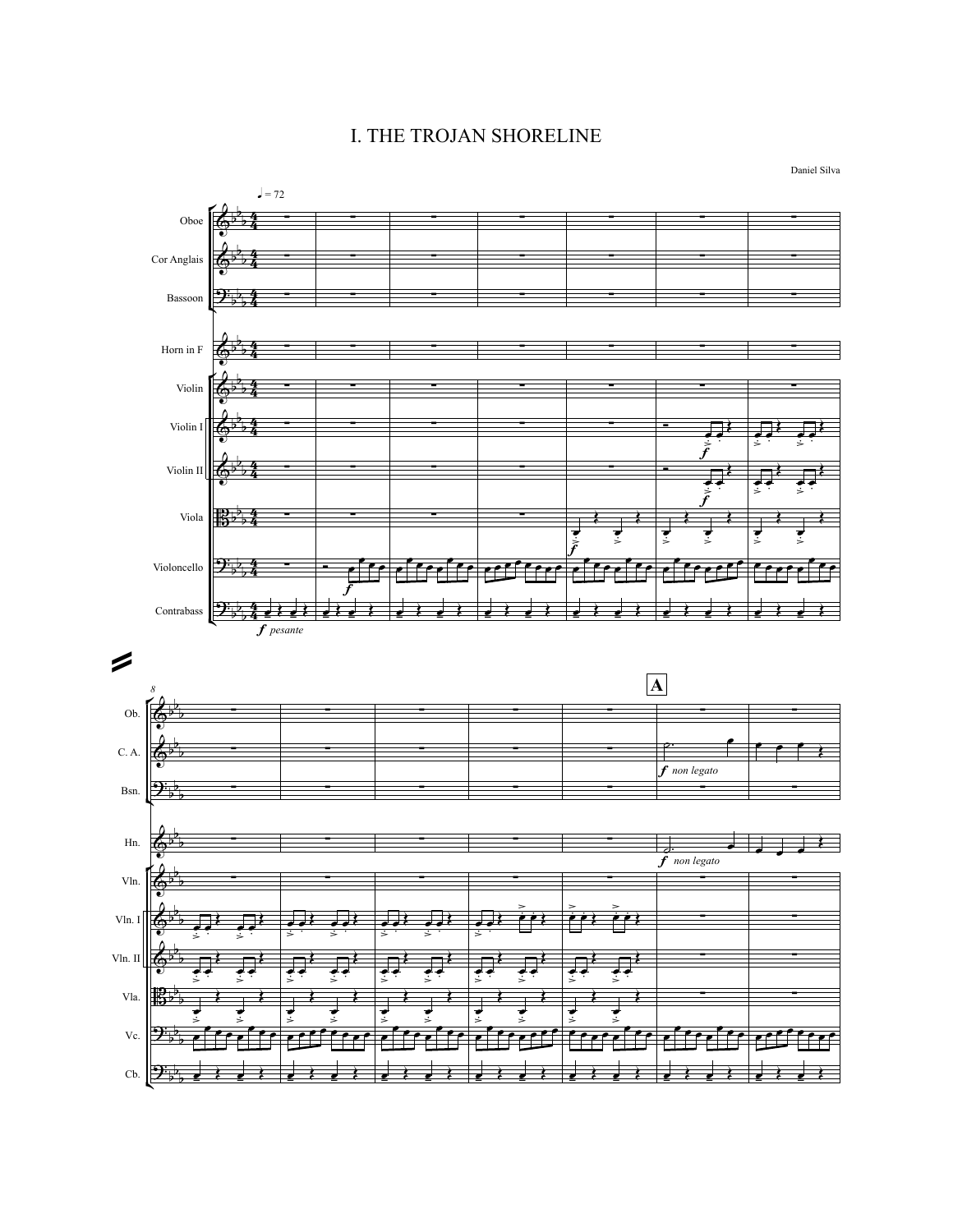# I. THE TROJAN SHORELINE

Daniel Silva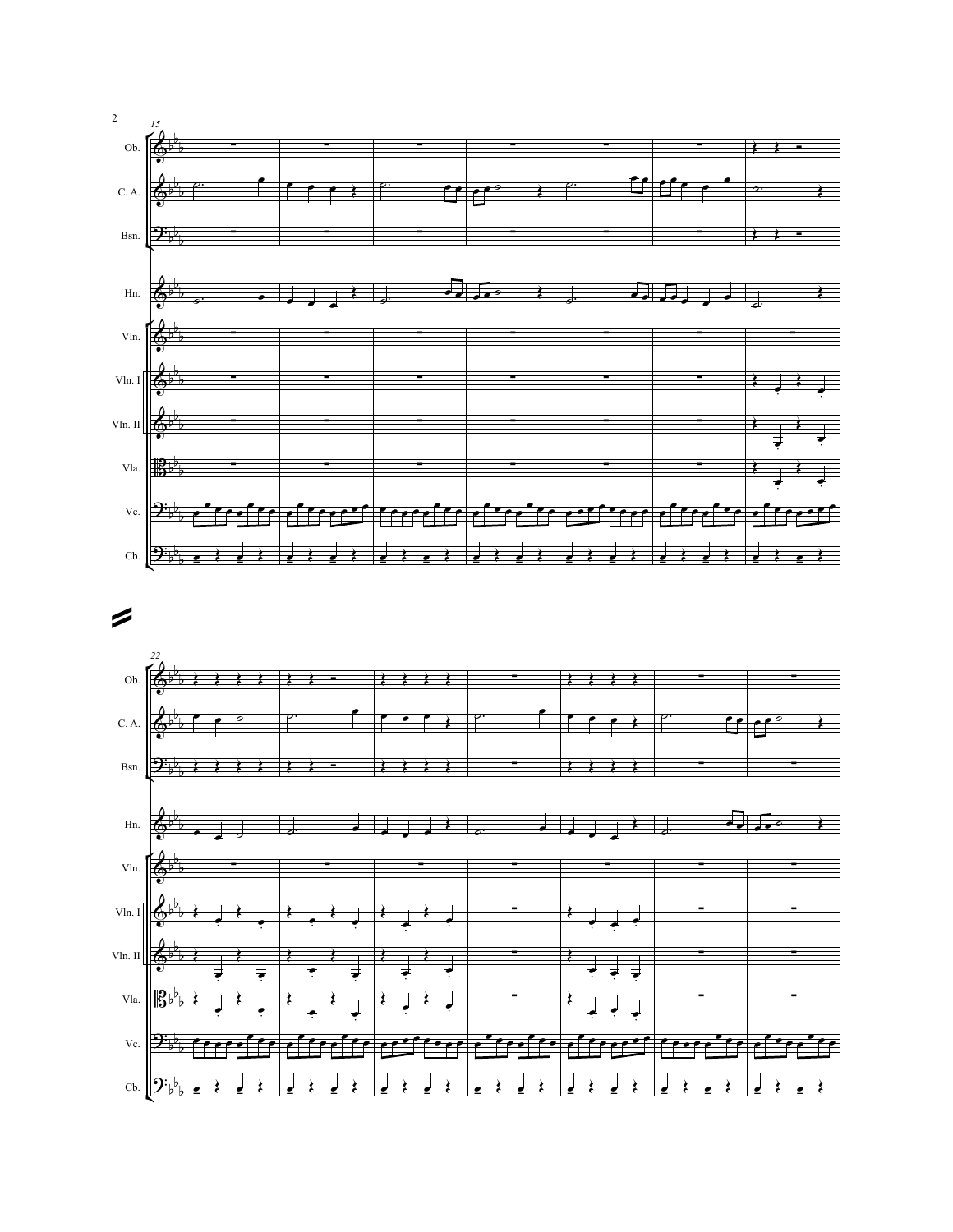15

Ob.

C. A.

Bsn.

Hn.

Vln.

Vln. I

Vln. II

Vla.

Vc.

Cb.

22

Ob.

C. A.

Bsn.

Hn.

Vln.

Vln. I

Vln. II

Vla.

Vc.

Cb.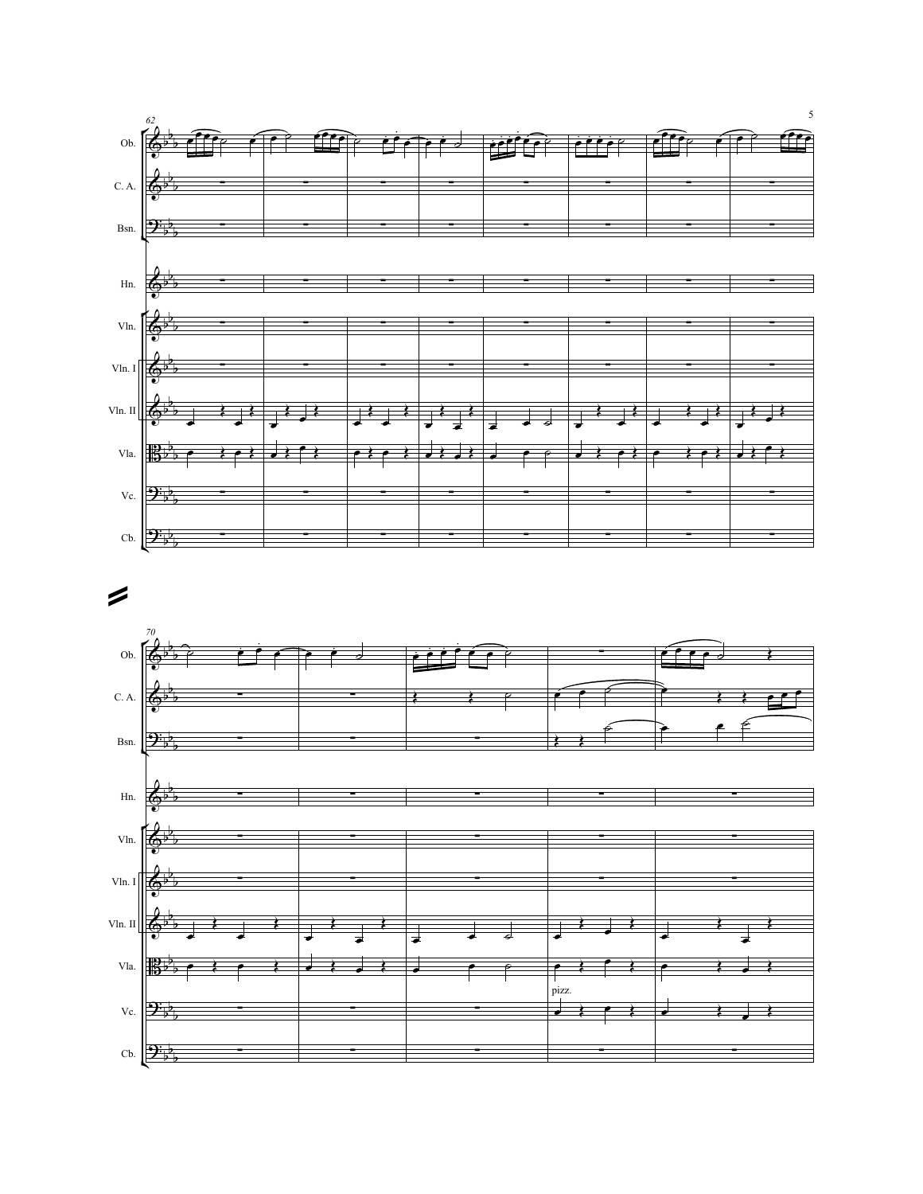62

Ob.

C. A.

Bsn.

Hn.

Vln.

Vln. I

Vln. II

Vla.

Vc.

Cb.

70

Ob.

C. A.

Bsn.

Hn.

Vln.

Vln. I

Vln. II

Vla.

pizz.

Vc.

Cb.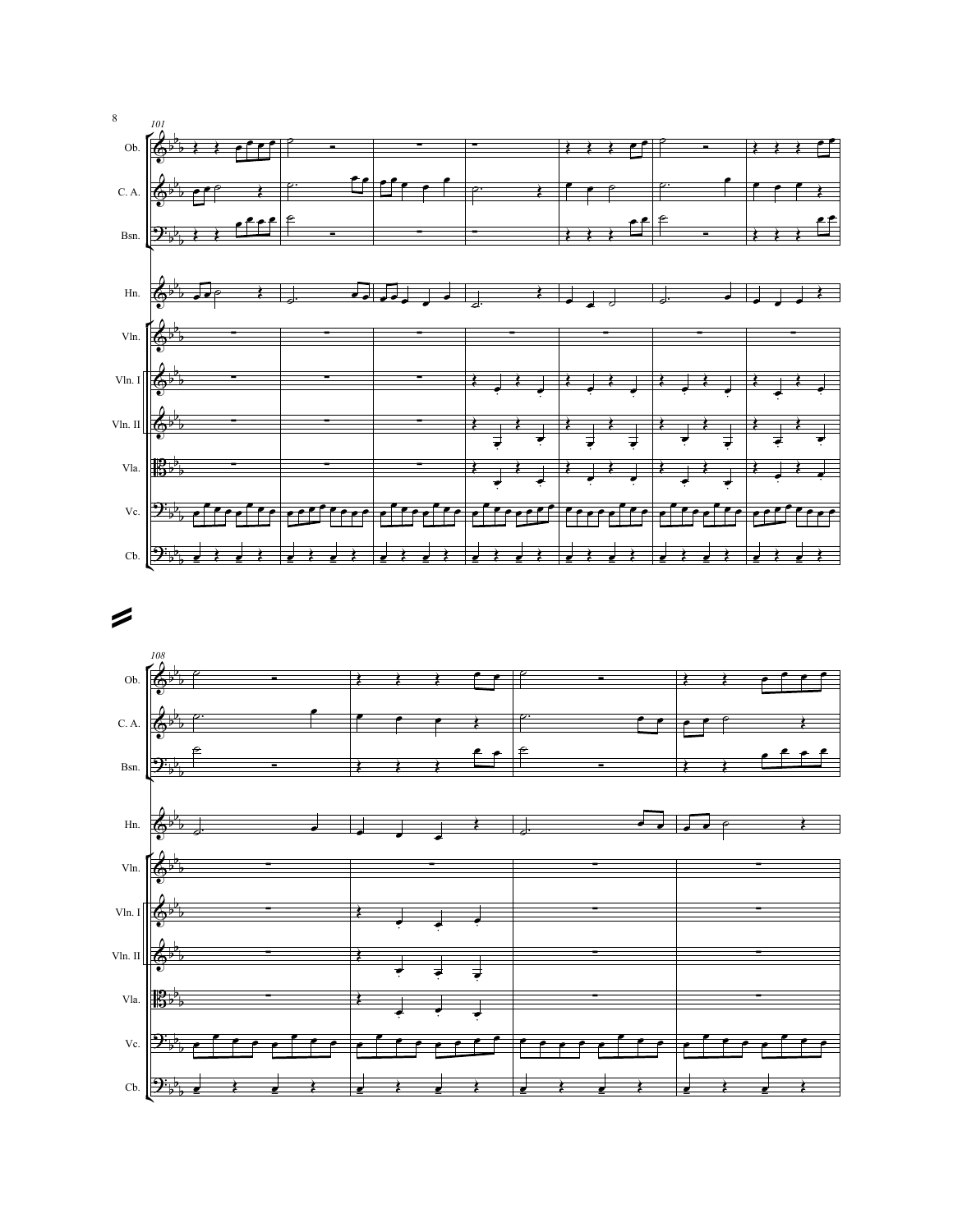101

Ob.

C. A.

Bsn.

Hn.

Vln.

Vln. I

Vln. II

Vla.

Vc.

Cb.

108

Ob.

C. A.

Bsn.

Hn.

Vln.

Vln. I

Vln. II

Vla.

Vc.

Cb.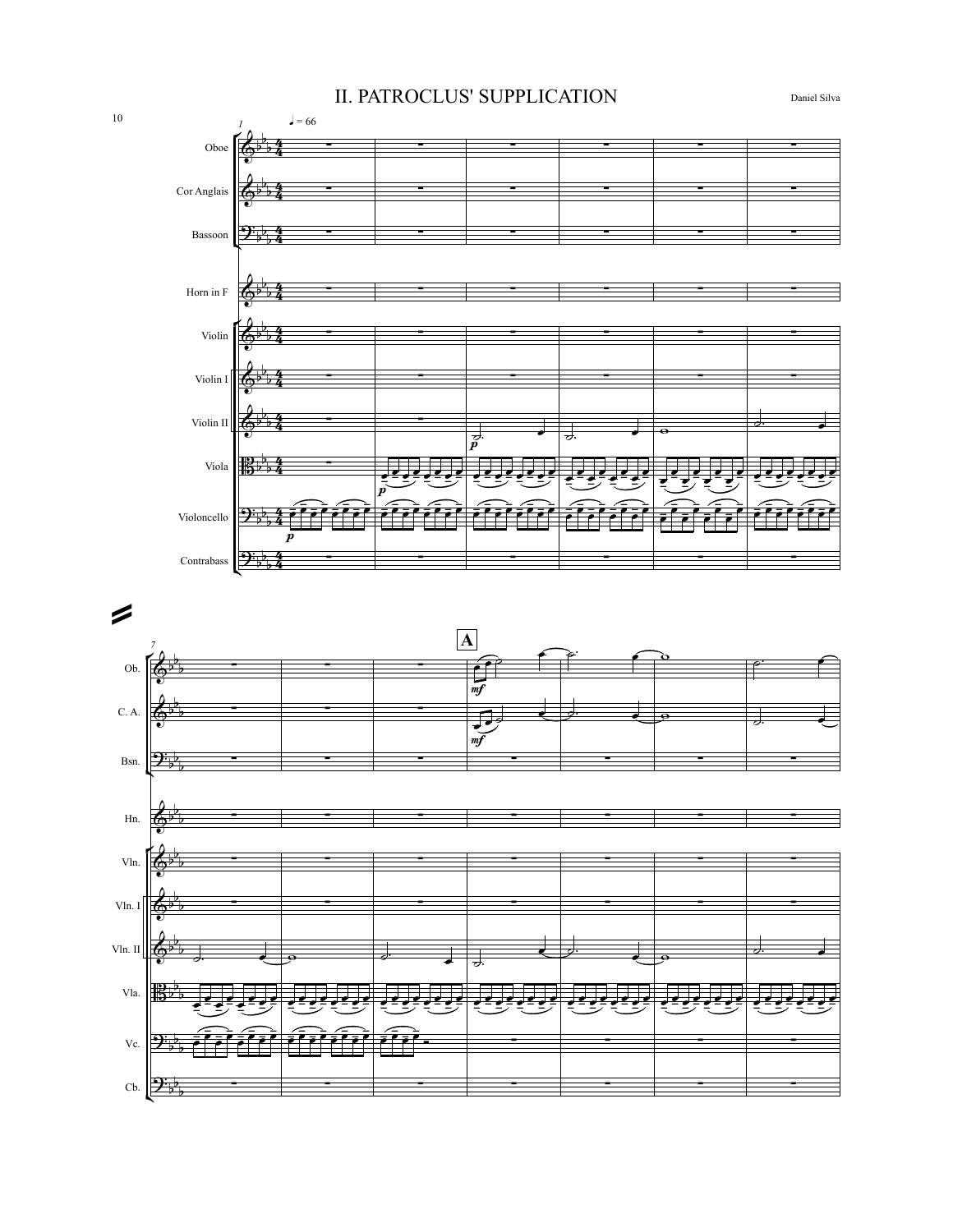# II. PATROCLUS' SUPPLICATION

Daniel Silva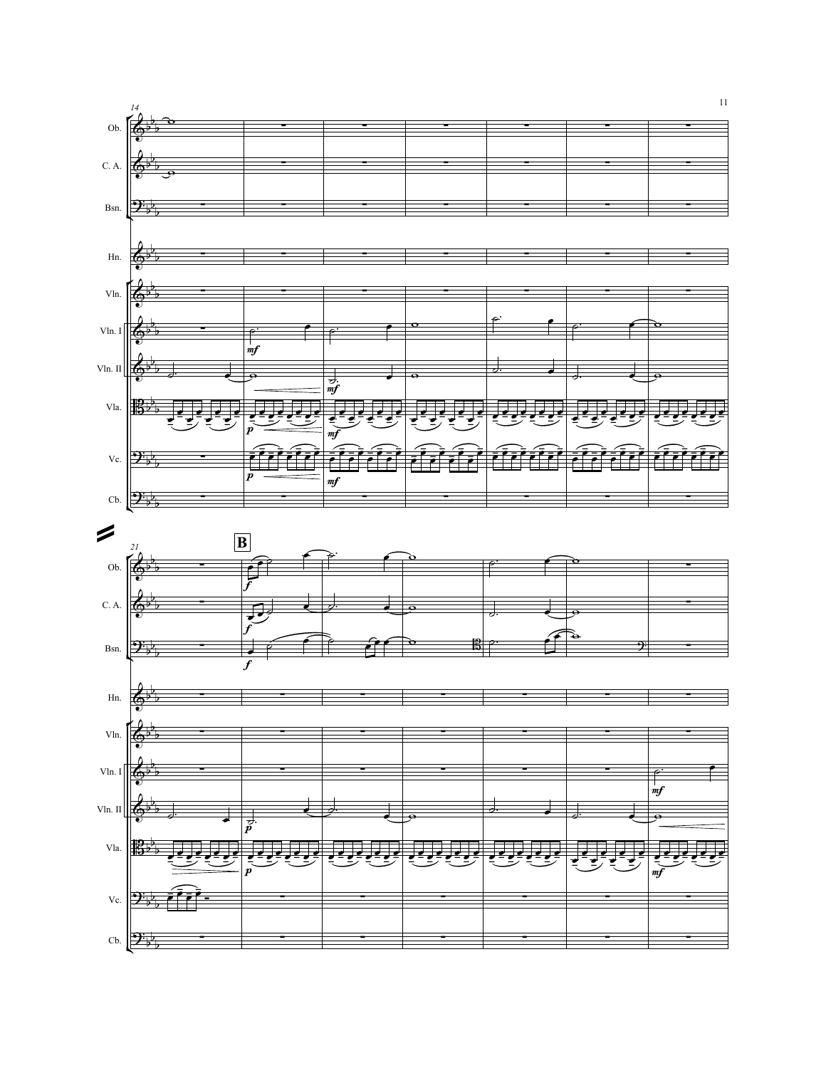14

Ob.

C. A.

Bsn.

Hn.

Vln.

Vln. I

Vln. II

Vla.

Vc.

Cb.

21

**B**

Ob.

C. A.

Bsn.

Hn.

Vln.

Vln. I

Vln. II

Vla.

Vc.

Cb.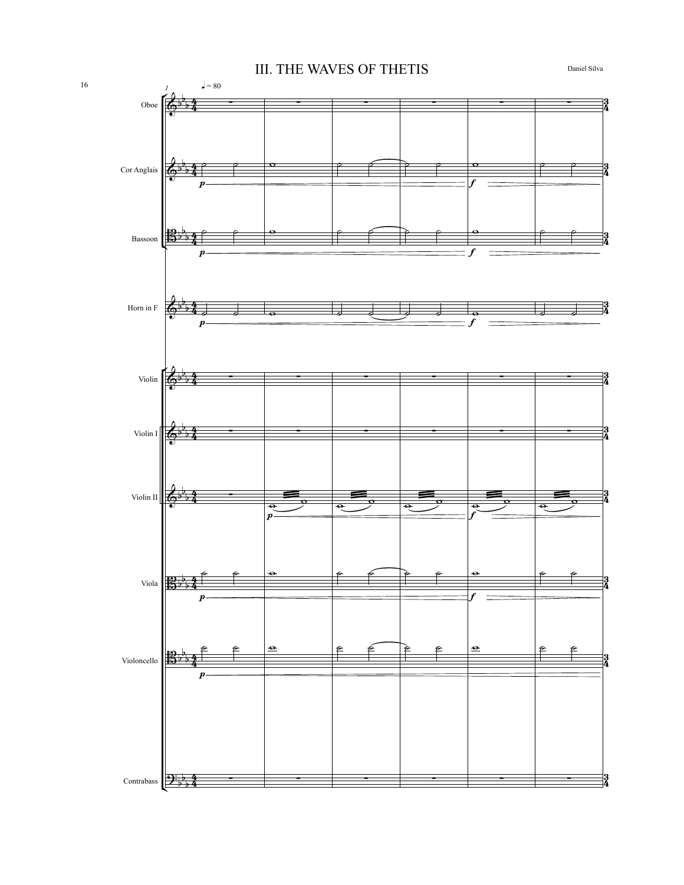# III. THE WAVES OF THETIS

Daniel Silva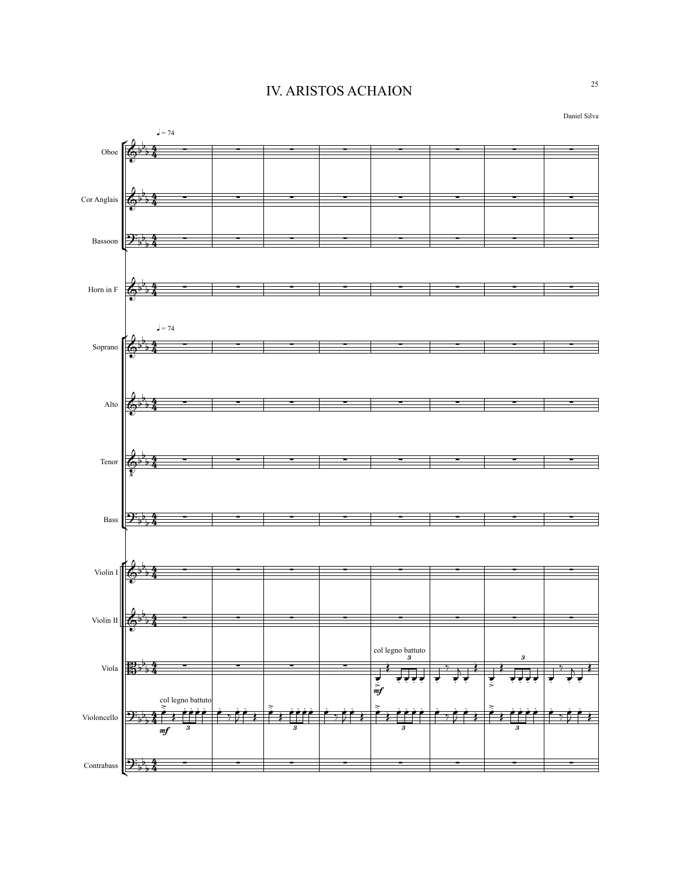# IV. ARISTOS ACHAION

Daniel Silva

♩ = 74

Oboe

Cor Anglais

Bassoon

Horn in F

♩ = 74

Soprano

Alto

Tenor

Bass

Violin I

Violin II

col legno battuto

Viola

*mf*

col legno battuto

Violoncello

*mf*

Contrabass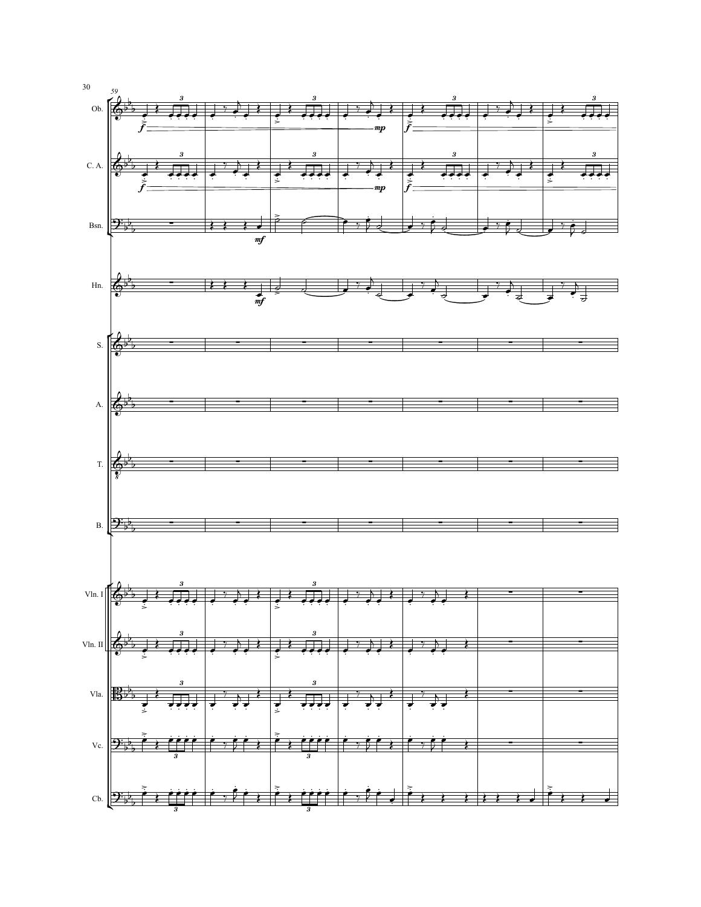59

Ob.

C. A.

Bsn.

Hn.

S.

A.

T.

B.

Vln. I

Vln. II

Vla.

Vc.

Cb.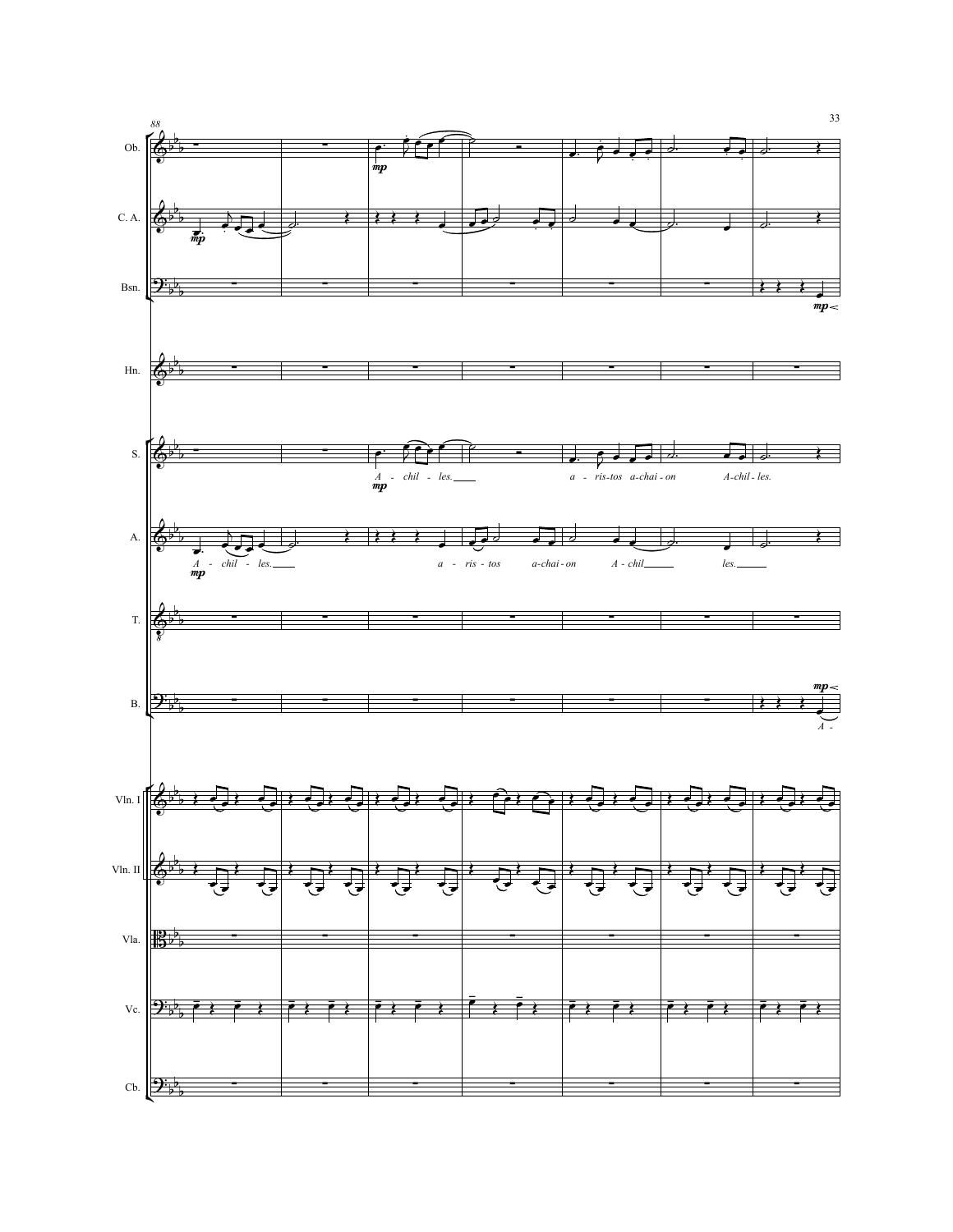88

Ob.

C. A.

Bsn.

Hn.

S. — *A - chil - les.* *a - ris-tos a-chai - on* *A-chil - les.*

A. — *A - chil - les.* *a - ris - tos* *a-chai - on* *A - chil* *les.*

T.

B. — *A -*

Vln. I

Vln. II

Vla.

Vc.

Cb.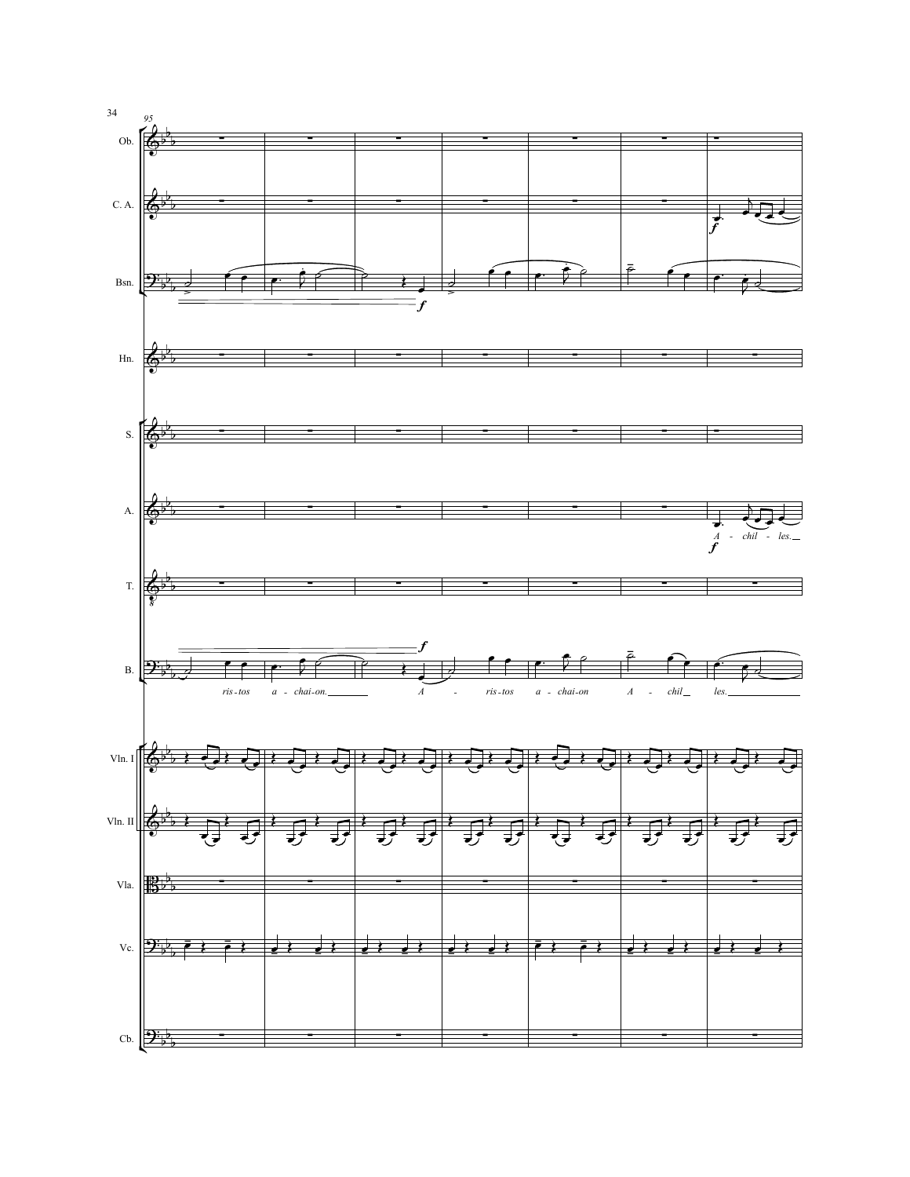A - chil - les.

ris - tos a - chai - on. A - ris - tos a - chai - on A - chil les.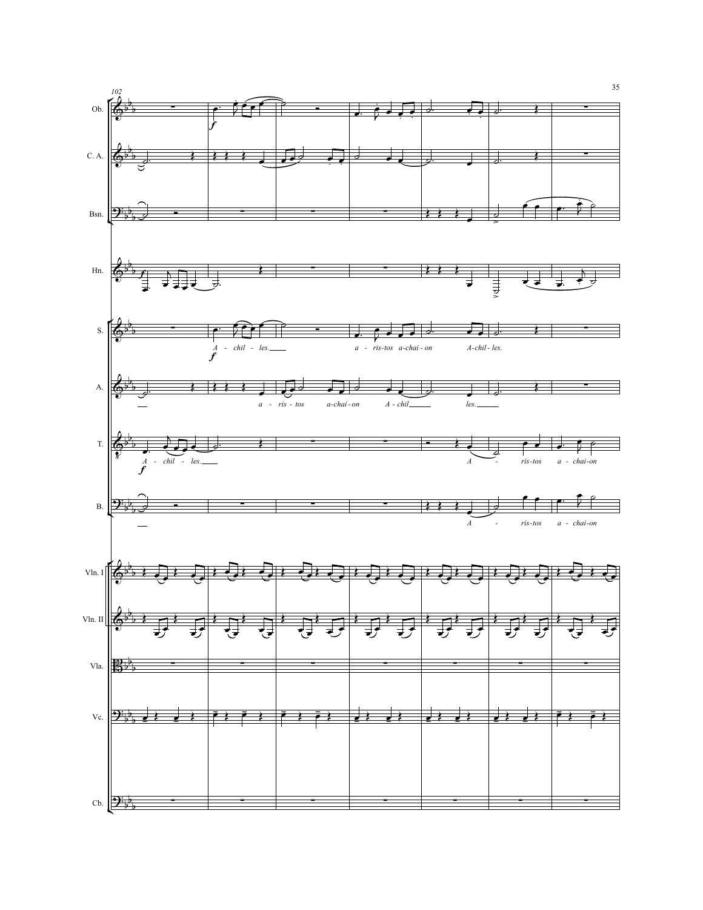102

Ob.

C. A.

Bsn.

Hn.

S. *A - chil - les.* *a - ris-tos a-chai - on* *A-chil - les.*

A. *a - ris - tos a-chai - on A - chil les.*

T. *A - chil - les.* *A - ris-tos a - chai-on*

B. *A - ris-tos a - chai-on*

Vln. I

Vln. II

Vla.

Vc.

Cb.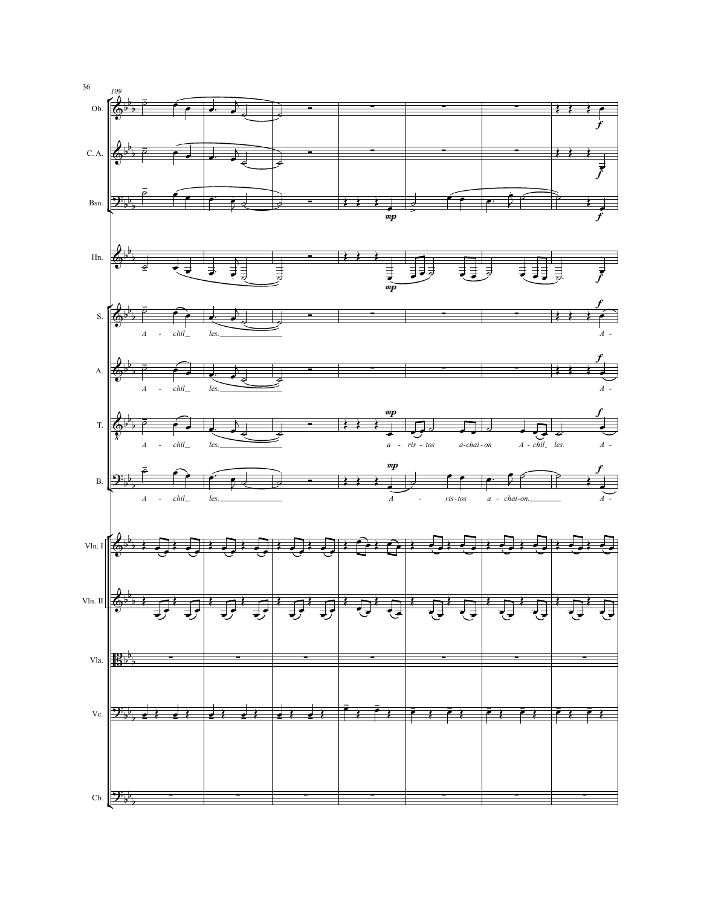109

Ob.

C. A.

Bsn.

Hn.

S.

A - chil les.

A -

A.

A - chil les.

A -

T.

A - chil les.

a - ris - tos a-chai - on A - chil les.

A -

B.

A - chil les.

A - ris-tos a - chai-on.

A -

Vln. I

Vln. II

Vla.

Vc.

Cb.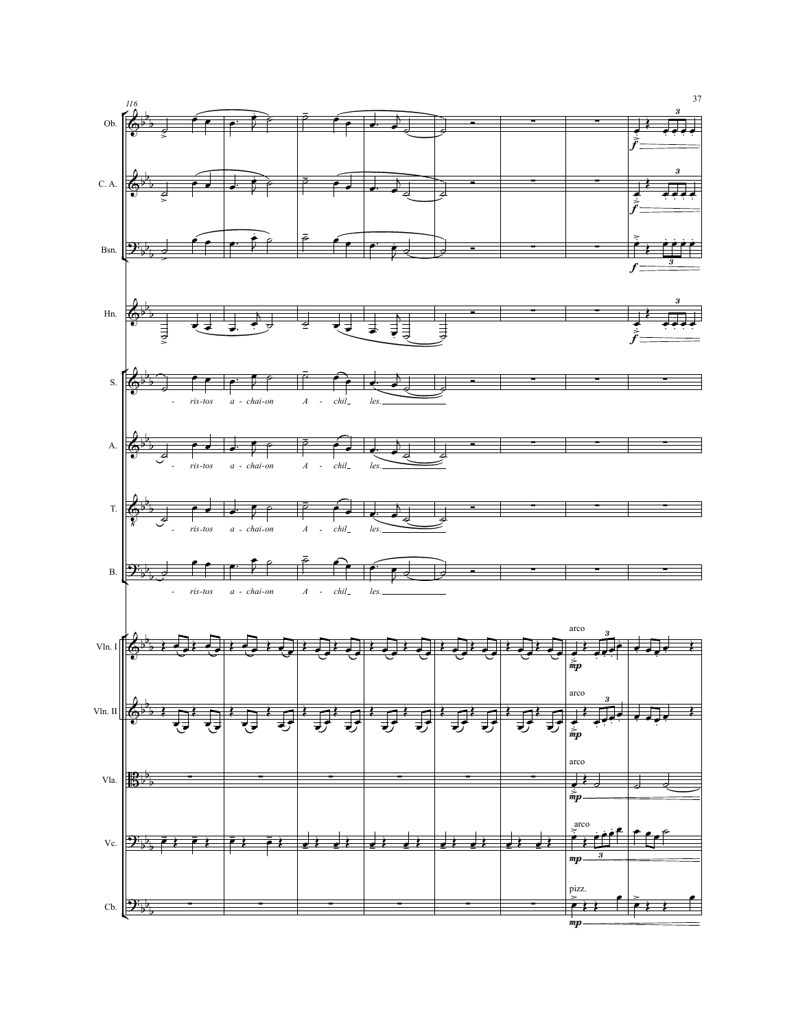116

Ob.

C. A.

Bsn.

Hn.

S. — - ris-tos a - chai-on A - chil_ les.

A. — - ris-tos a - chai-on A - chil_ les.

T. — - ris-tos a - chai-on A - chil_ les.

B. — - ris-tos a - chai-on A - chil_ les.

Vln. I — arco, *mp*

Vln. II — arco, *mp*

Vla. — arco, *mp*

Vc. — arco, *mp*

Cb. — pizz., *mp*